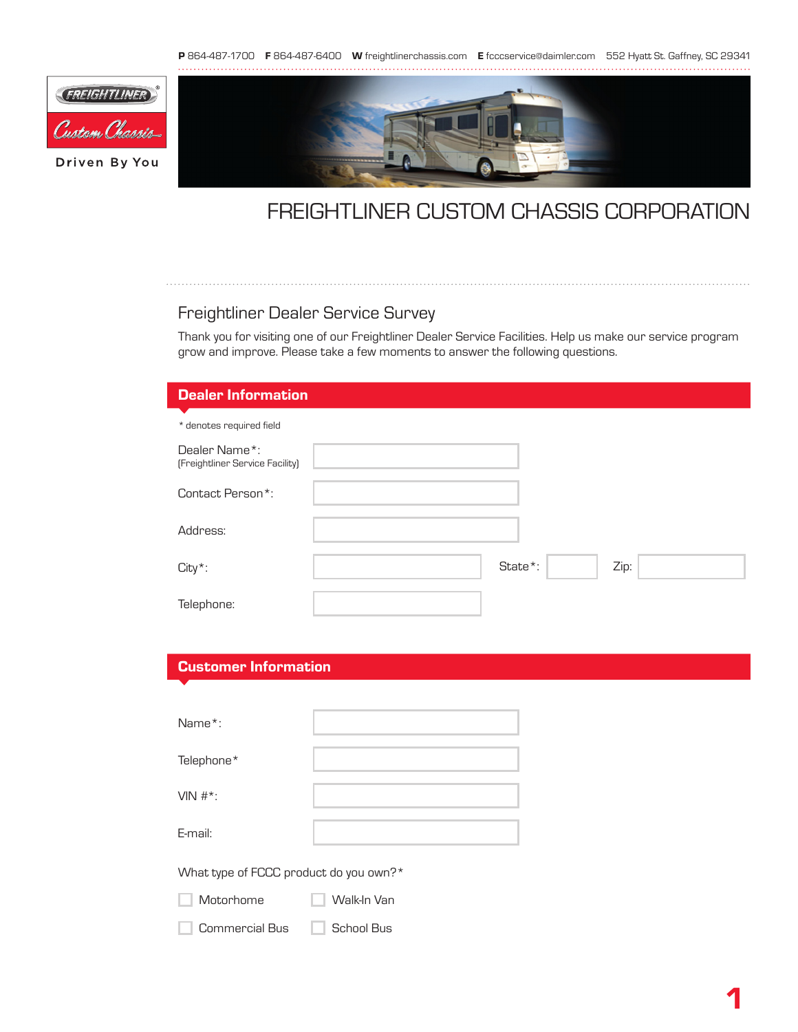**P** 864-487-1700 **F** 864-487-6400 **W** freightlinerchassis.com **E** fcccservice@daimler.com 552 Hyatt St. Gaffney, SC 29341

FREIGHTLINER Custom Chassis

Driven By You

# FREIGHTLINER CUSTOM CHASSIS CORPORATION

## Freightliner Dealer Service Survey

Thank you for visiting one of our Freightliner Dealer Service Facilities. Help us make our service program grow and improve. Please take a few moments to answer the following questions.

### Dealer Information

* denotes required field

Dealer Name*:
(Freightliner Service Facility)

Contact Person*:

Address:

City*: State*: Zip:

Telephone:

### Customer Information

Name*:

Telephone*

VIN #*:

E-mail:

What type of FCCC product do you own?*

- [ ] Motorhome
- [ ] Walk-In Van
- [ ] Commercial Bus
- [ ] School Bus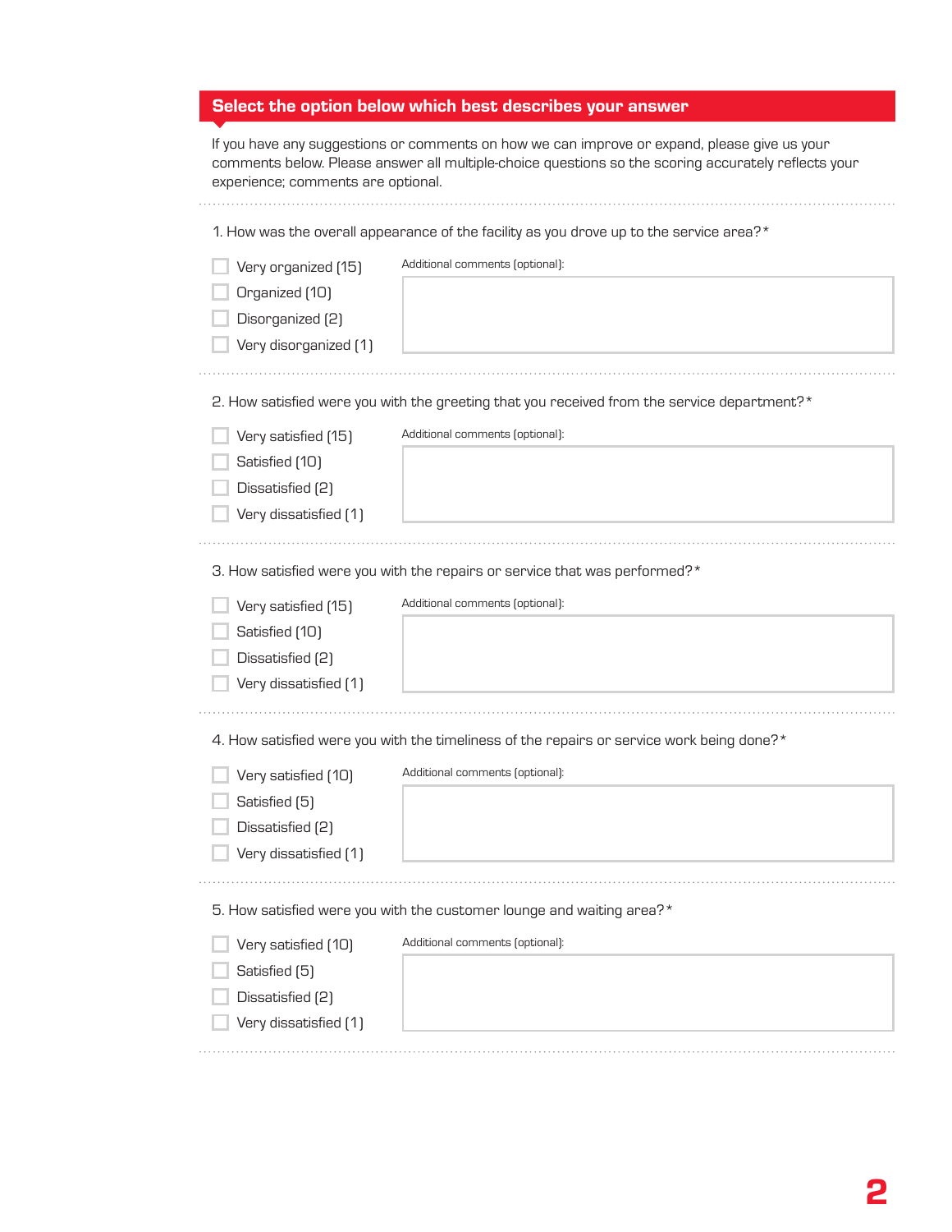## Select the option below which best describes your answer

If you have any suggestions or comments on how we can improve or expand, please give us your comments below. Please answer all multiple-choice questions so the scoring accurately reflects your experience; comments are optional.

1. How was the overall appearance of the facility as you drove up to the service area?*

- ☐ Very organized (15)
- ☐ Organized (10)
- ☐ Disorganized (2)
- ☐ Very disorganized (1)

Additional comments (optional):

2. How satisfied were you with the greeting that you received from the service department?*

- ☐ Very satisfied (15)
- ☐ Satisfied (10)
- ☐ Dissatisfied (2)
- ☐ Very dissatisfied (1)

Additional comments (optional):

3. How satisfied were you with the repairs or service that was performed?*

- ☐ Very satisfied (15)
- ☐ Satisfied (10)
- ☐ Dissatisfied (2)
- ☐ Very dissatisfied (1)

Additional comments (optional):

4. How satisfied were you with the timeliness of the repairs or service work being done?*

- ☐ Very satisfied (10)
- ☐ Satisfied (5)
- ☐ Dissatisfied (2)
- ☐ Very dissatisfied (1)

Additional comments (optional):

5. How satisfied were you with the customer lounge and waiting area?*

- ☐ Very satisfied (10)
- ☐ Satisfied (5)
- ☐ Dissatisfied (2)
- ☐ Very dissatisfied (1)

Additional comments (optional):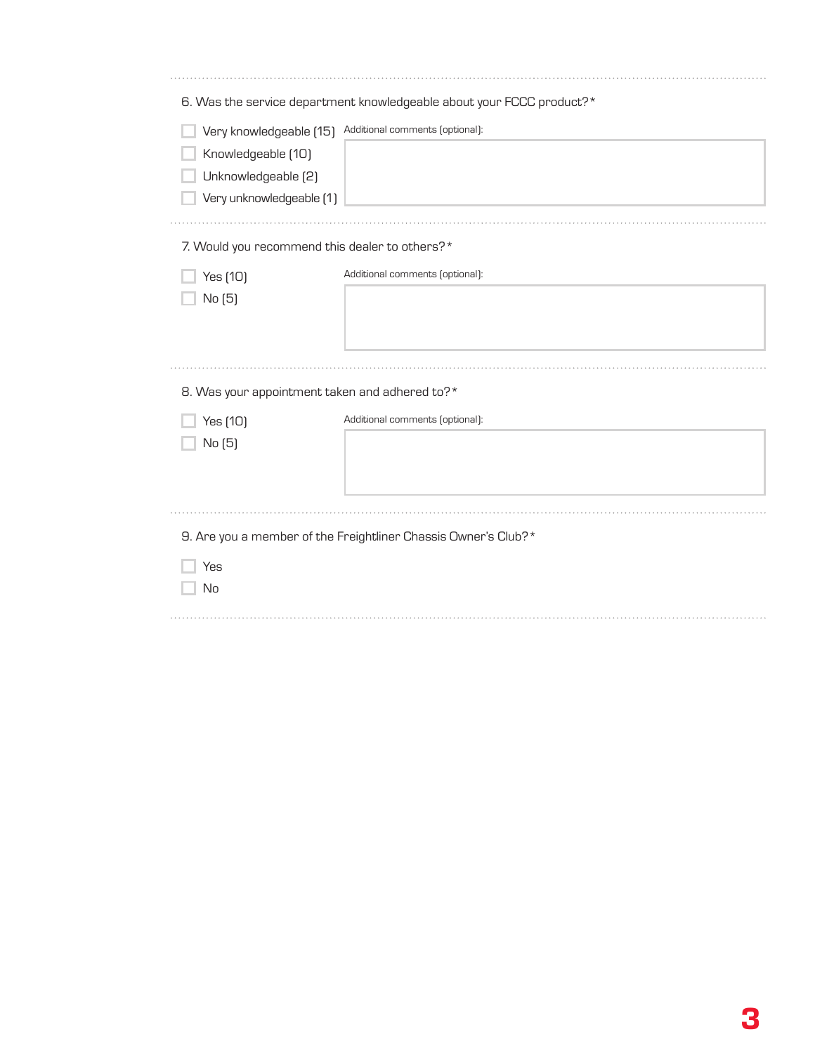6. Was the service department knowledgeable about your FCCC product?*

- [ ] Very knowledgeable (15)
- [ ] Knowledgeable (10)
- [ ] Unknowledgeable (2)
- [ ] Very unknowledgeable (1)

Additional comments (optional):

7. Would you recommend this dealer to others?*

- [ ] Yes (10)
- [ ] No (5)

Additional comments (optional):

8. Was your appointment taken and adhered to?*

- [ ] Yes (10)
- [ ] No (5)

Additional comments (optional):

9. Are you a member of the Freightliner Chassis Owner's Club?*

- [ ] Yes
- [ ] No